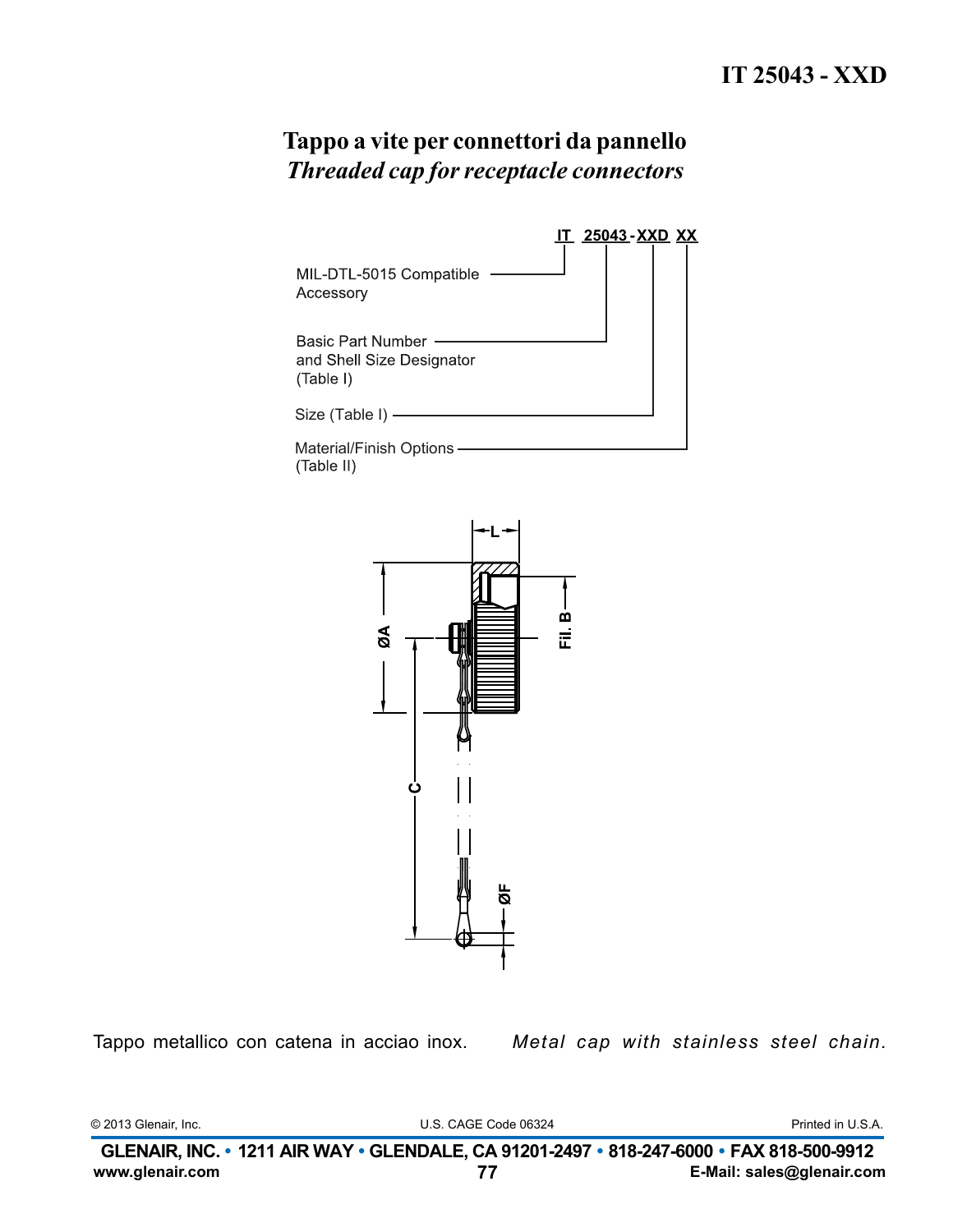# IT 25043 - XXD

## Tappo a vite per connettori da pannello

## *Threaded cap for receptacle connectors*

IT 25043 - XXD XX

- MIL-DTL-5015 Compatible Accessory — IT
- Basic Part Number and Shell Size Designator (Table I) — 25043
- Size (Table I) — XXD
- Material/Finish Options (Table II) — XX

L

ØA

Fil. B

C

ØF

Tappo metallico con catena in acciao inox.

*Metal cap with stainless steel chain.*

© 2013 Glenair, Inc. U.S. CAGE Code 06324 Printed in U.S.A.

**GLENAIR, INC. • 1211 AIR WAY • GLENDALE, CA 91201-2497 • 818-247-6000 • FAX 818-500-9912**

**www.glenair.com** **E-Mail: sales@glenair.com**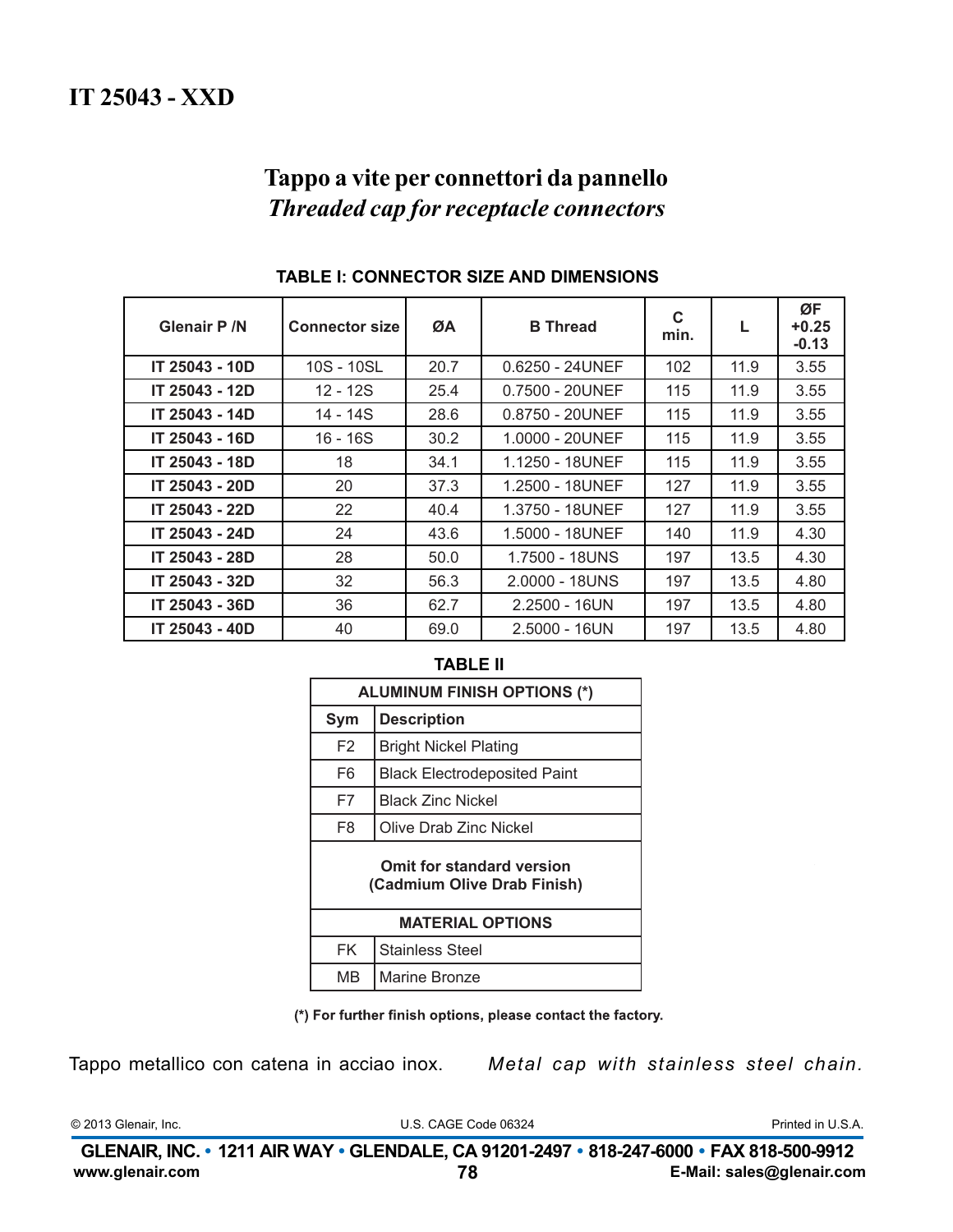# IT 25043 - XXD

## Tappo a vite per connettori da pannello
## *Threaded cap for receptacle connectors*

**TABLE I: CONNECTOR SIZE AND DIMENSIONS**

| Glenair P /N | Connector size | ØA | B Thread | C min. | L | ØF +0.25 -0.13 |
|---|---|---|---|---|---|---|
| **IT 25043 - 10D** | 10S - 10SL | 20.7 | 0.6250 - 24UNEF | 102 | 11.9 | 3.55 |
| **IT 25043 - 12D** | 12 - 12S | 25.4 | 0.7500 - 20UNEF | 115 | 11.9 | 3.55 |
| **IT 25043 - 14D** | 14 - 14S | 28.6 | 0.8750 - 20UNEF | 115 | 11.9 | 3.55 |
| **IT 25043 - 16D** | 16 - 16S | 30.2 | 1.0000 - 20UNEF | 115 | 11.9 | 3.55 |
| **IT 25043 - 18D** | 18 | 34.1 | 1.1250 - 18UNEF | 115 | 11.9 | 3.55 |
| **IT 25043 - 20D** | 20 | 37.3 | 1.2500 - 18UNEF | 127 | 11.9 | 3.55 |
| **IT 25043 - 22D** | 22 | 40.4 | 1.3750 - 18UNEF | 127 | 11.9 | 3.55 |
| **IT 25043 - 24D** | 24 | 43.6 | 1.5000 - 18UNEF | 140 | 11.9 | 4.30 |
| **IT 25043 - 28D** | 28 | 50.0 | 1.7500 - 18UNS | 197 | 13.5 | 4.30 |
| **IT 25043 - 32D** | 32 | 56.3 | 2.0000 - 18UNS | 197 | 13.5 | 4.80 |
| **IT 25043 - 36D** | 36 | 62.7 | 2.2500 - 16UN | 197 | 13.5 | 4.80 |
| **IT 25043 - 40D** | 40 | 69.0 | 2.5000 - 16UN | 197 | 13.5 | 4.80 |

**TABLE II**

| ALUMINUM FINISH OPTIONS (*) | |
|---|---|
| **Sym** | **Description** |
| F2 | Bright Nickel Plating |
| F6 | Black Electrodeposited Paint |
| F7 | Black Zinc Nickel |
| F8 | Olive Drab Zinc Nickel |
| **Omit for standard version (Cadmium Olive Drab Finish)** | |
| **MATERIAL OPTIONS** | |
| FK | Stainless Steel |
| MB | Marine Bronze |

**(*) For further finish options, please contact the factory.**

Tappo metallico con catena in acciao inox. *Metal cap with stainless steel chain.*

© 2013 Glenair, Inc. U.S. CAGE Code 06324 Printed in U.S.A.

**GLENAIR, INC. • 1211 AIR WAY • GLENDALE, CA 91201-2497 • 818-247-6000 • FAX 818-500-9912**
**www.glenair.com** **E-Mail: sales@glenair.com**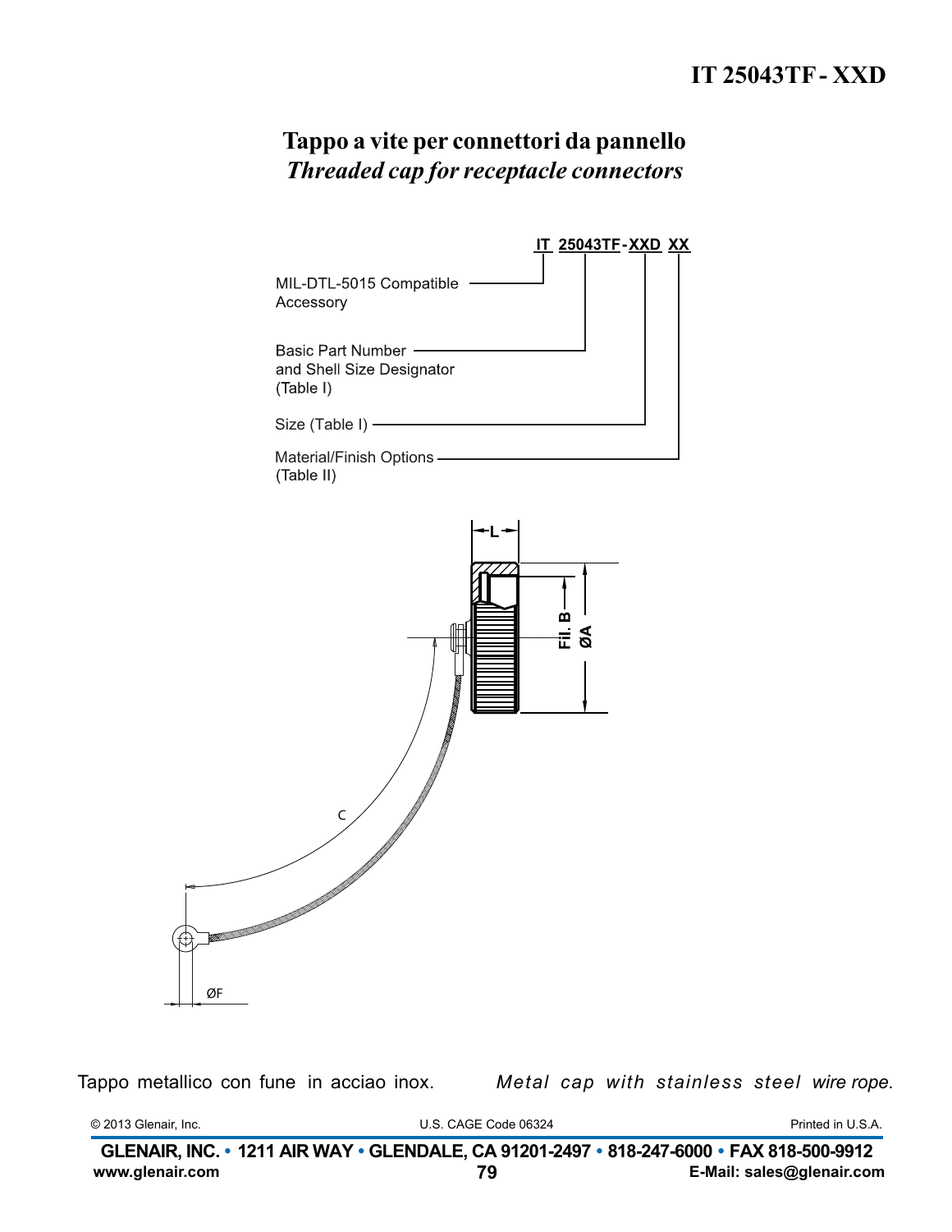# IT 25043TF - XXD

## Tappo a vite per connettori da pannello

## *Threaded cap for receptacle connectors*

**IT 25043TF-XXD XX**

- IT — MIL-DTL-5015 Compatible Accessory
- 25043TF — Basic Part Number and Shell Size Designator (Table I)
- XXD — Size (Table I)
- XX — Material/Finish Options (Table II)

L

Fil. B

ØA

C

ØF

Tappo metallico con fune in acciao inox.

*Metal cap with stainless steel wire rope.*

© 2013 Glenair, Inc. U.S. CAGE Code 06324 Printed in U.S.A.

**GLENAIR, INC. • 1211 AIR WAY • GLENDALE, CA 91201-2497 • 818-247-6000 • FAX 818-500-9912**

**www.glenair.com** **E-Mail: sales@glenair.com**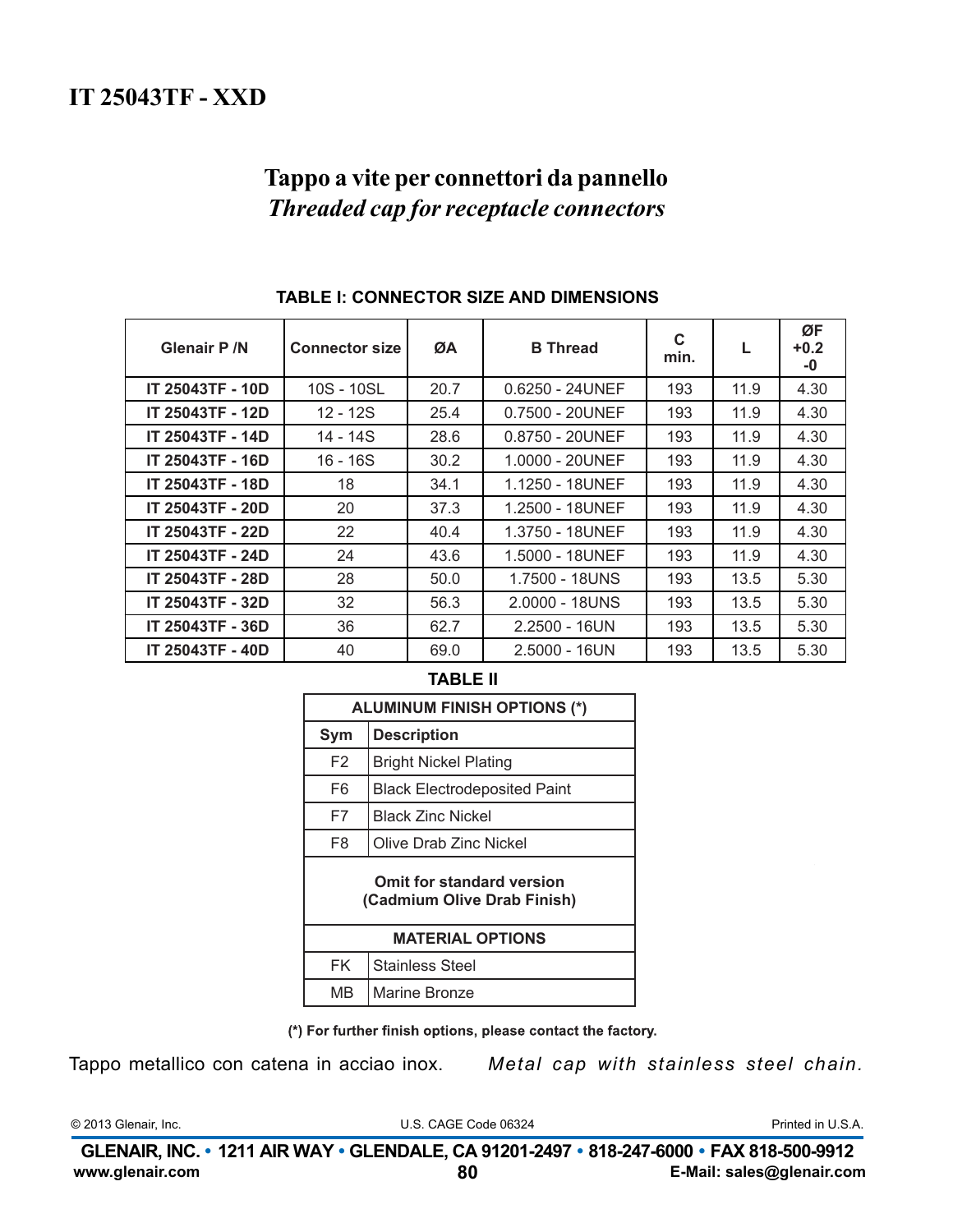# IT 25043TF - XXD

## Tappo a vite per connettori da pannello
## *Threaded cap for receptacle connectors*

**TABLE I: CONNECTOR SIZE AND DIMENSIONS**

| Glenair P /N | Connector size | ØA | B Thread | C min. | L | ØF +0.2 -0 |
|---|---|---|---|---|---|---|
| **IT 25043TF - 10D** | 10S - 10SL | 20.7 | 0.6250 - 24UNEF | 193 | 11.9 | 4.30 |
| **IT 25043TF - 12D** | 12 - 12S | 25.4 | 0.7500 - 20UNEF | 193 | 11.9 | 4.30 |
| **IT 25043TF - 14D** | 14 - 14S | 28.6 | 0.8750 - 20UNEF | 193 | 11.9 | 4.30 |
| **IT 25043TF - 16D** | 16 - 16S | 30.2 | 1.0000 - 20UNEF | 193 | 11.9 | 4.30 |
| **IT 25043TF - 18D** | 18 | 34.1 | 1.1250 - 18UNEF | 193 | 11.9 | 4.30 |
| **IT 25043TF - 20D** | 20 | 37.3 | 1.2500 - 18UNEF | 193 | 11.9 | 4.30 |
| **IT 25043TF - 22D** | 22 | 40.4 | 1.3750 - 18UNEF | 193 | 11.9 | 4.30 |
| **IT 25043TF - 24D** | 24 | 43.6 | 1.5000 - 18UNEF | 193 | 11.9 | 4.30 |
| **IT 25043TF - 28D** | 28 | 50.0 | 1.7500 - 18UNS | 193 | 13.5 | 5.30 |
| **IT 25043TF - 32D** | 32 | 56.3 | 2.0000 - 18UNS | 193 | 13.5 | 5.30 |
| **IT 25043TF - 36D** | 36 | 62.7 | 2.2500 - 16UN | 193 | 13.5 | 5.30 |
| **IT 25043TF - 40D** | 40 | 69.0 | 2.5000 - 16UN | 193 | 13.5 | 5.30 |

**TABLE II**

| ALUMINUM FINISH OPTIONS (*) | |
|---|---|
| **Sym** | **Description** |
| F2 | Bright Nickel Plating |
| F6 | Black Electrodeposited Paint |
| F7 | Black Zinc Nickel |
| F8 | Olive Drab Zinc Nickel |
| **Omit for standard version (Cadmium Olive Drab Finish)** | |
| **MATERIAL OPTIONS** | |
| FK | Stainless Steel |
| MB | Marine Bronze |

**(*) For further finish options, please contact the factory.**

Tappo metallico con catena in acciao inox. *Metal cap with stainless steel chain.*

© 2013 Glenair, Inc. U.S. CAGE Code 06324 Printed in U.S.A.

**GLENAIR, INC. • 1211 AIR WAY • GLENDALE, CA 91201-2497 • 818-247-6000 • FAX 818-500-9912**
**www.glenair.com** **E-Mail: sales@glenair.com**